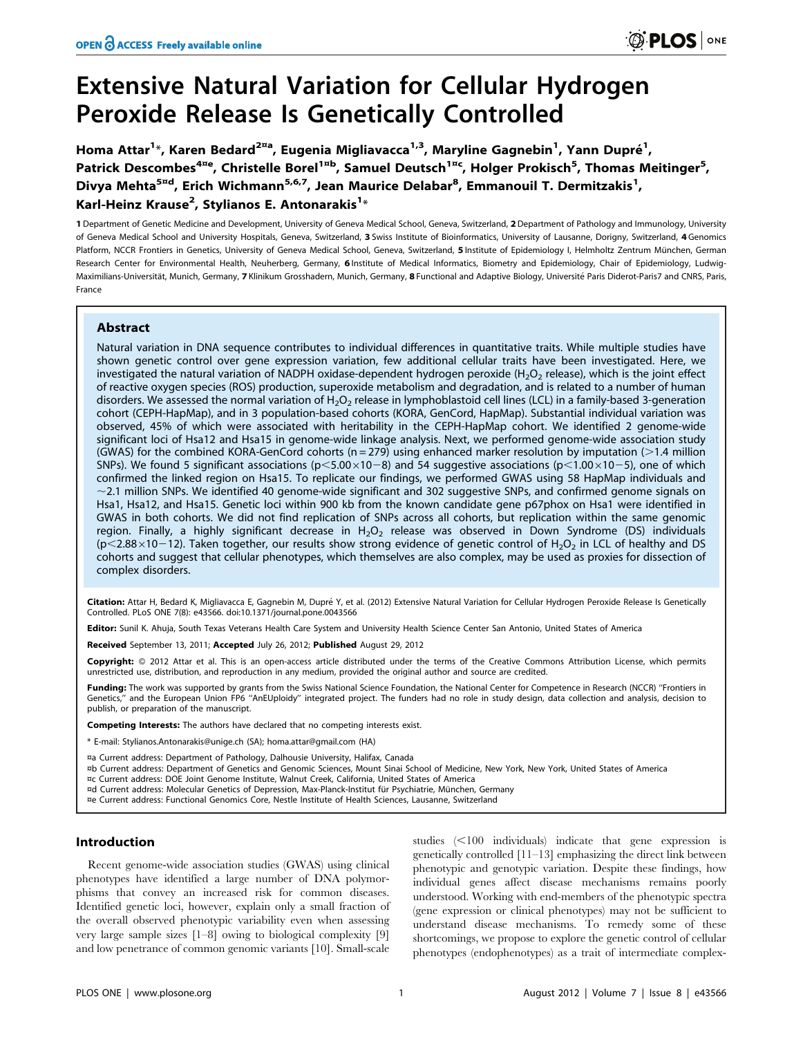# Extensive Natural Variation for Cellular Hydrogen Peroxide Release Is Genetically Controlled

Homa Attar[1]*, Karen Bedard[2¤a], Eugenia Migliavacca[1,3], Maryline Gagnebin[1], Yann Dupré[1], Patrick Descombes[4¤e], Christelle Borel[1¤b], Samuel Deutsch[1¤c], Holger Prokisch[5], Thomas Meitinger[5], Divya Mehta[5¤d], Erich Wichmann[5,6,7], Jean Maurice Delabar[8], Emmanouil T. Dermitzakis[1], Karl-Heinz Krause[2], Stylianos E. Antonarakis[1]*

1 Department of Genetic Medicine and Development, University of Geneva Medical School, Geneva, Switzerland, 2 Department of Pathology and Immunology, University of Geneva Medical School and University Hospitals, Geneva, Switzerland, 3 Swiss Institute of Bioinformatics, University of Lausanne, Dorigny, Switzerland, 4 Genomics Platform, NCCR Frontiers in Genetics, University of Geneva Medical School, Geneva, Switzerland, 5 Institute of Epidemiology I, Helmholtz Zentrum München, German Research Center for Environmental Health, Neuherberg, Germany, 6 Institute of Medical Informatics, Biometry and Epidemiology, Chair of Epidemiology, Ludwig-Maximilians-Universität, Munich, Germany, 7 Klinikum Grosshadern, Munich, Germany, 8 Functional and Adaptive Biology, Université Paris Diderot-Paris7 and CNRS, Paris, France

## Abstract

Natural variation in DNA sequence contributes to individual differences in quantitative traits. While multiple studies have shown genetic control over gene expression variation, few additional cellular traits have been investigated. Here, we investigated the natural variation of NADPH oxidase-dependent hydrogen peroxide ($H_2O_2$ release), which is the joint effect of reactive oxygen species (ROS) production, superoxide metabolism and degradation, and is related to a number of human disorders. We assessed the normal variation of $H_2O_2$ release in lymphoblastoid cell lines (LCL) in a family-based 3-generation cohort (CEPH-HapMap), and in 3 population-based cohorts (KORA, GenCord, HapMap). Substantial individual variation was observed, 45% of which were associated with heritability in the CEPH-HapMap cohort. We identified 2 genome-wide significant loci of Hsa12 and Hsa15 in genome-wide linkage analysis. Next, we performed genome-wide association study (GWAS) for the combined KORA-GenCord cohorts (n = 279) using enhanced marker resolution by imputation (>1.4 million SNPs). We found 5 significant associations ($p<5.00\times10^{-8}$) and 54 suggestive associations ($p<1.00\times10^{-5}$), one of which confirmed the linked region on Hsa15. To replicate our findings, we performed GWAS using 58 HapMap individuals and ~2.1 million SNPs. We identified 40 genome-wide significant and 302 suggestive SNPs, and confirmed genome signals on Hsa1, Hsa12, and Hsa15. Genetic loci within 900 kb from the known candidate gene p67phox on Hsa1 were identified in GWAS in both cohorts. We did not find replication of SNPs across all cohorts, but replication within the same genomic region. Finally, a highly significant decrease in $H_2O_2$ release was observed in Down Syndrome (DS) individuals ($p<2.88\times10^{-12}$). Taken together, our results show strong evidence of genetic control of $H_2O_2$ in LCL of healthy and DS cohorts and suggest that cellular phenotypes, which themselves are also complex, may be used as proxies for dissection of complex disorders.

**Citation:** Attar H, Bedard K, Migliavacca E, Gagnebin M, Dupré Y, et al. (2012) Extensive Natural Variation for Cellular Hydrogen Peroxide Release Is Genetically Controlled. PLoS ONE 7(8): e43566. doi:10.1371/journal.pone.0043566

**Editor:** Sunil K. Ahuja, South Texas Veterans Health Care System and University Health Science Center San Antonio, United States of America

**Received** September 13, 2011; **Accepted** July 26, 2012; **Published** August 29, 2012

**Copyright:** © 2012 Attar et al. This is an open-access article distributed under the terms of the Creative Commons Attribution License, which permits unrestricted use, distribution, and reproduction in any medium, provided the original author and source are credited.

**Funding:** The work was supported by grants from the Swiss National Science Foundation, the National Center for Competence in Research (NCCR) "Frontiers in Genetics," and the European Union FP6 "AnEUploidy" integrated project. The funders had no role in study design, data collection and analysis, decision to publish, or preparation of the manuscript.

**Competing Interests:** The authors have declared that no competing interests exist.

* E-mail: Stylianos.Antonarakis@unige.ch (SA); homa.attar@gmail.com (HA)

¤a Current address: Department of Pathology, Dalhousie University, Halifax, Canada
¤b Current address: Department of Genetics and Genomic Sciences, Mount Sinai School of Medicine, New York, New York, United States of America
¤c Current address: DOE Joint Genome Institute, Walnut Creek, California, United States of America
¤d Current address: Molecular Genetics of Depression, Max-Planck-Institut für Psychiatrie, München, Germany
¤e Current address: Functional Genomics Core, Nestle Institute of Health Sciences, Lausanne, Switzerland

## Introduction

Recent genome-wide association studies (GWAS) using clinical phenotypes have identified a large number of DNA polymorphisms that convey an increased risk for common diseases. Identified genetic loci, however, explain only a small fraction of the overall observed phenotypic variability even when assessing very large sample sizes [1–8] owing to biological complexity [9] and low penetrance of common genomic variants [10]. Small-scale studies (<100 individuals) indicate that gene expression is genetically controlled [11–13] emphasizing the direct link between phenotypic and genotypic variation. Despite these findings, how individual genes affect disease mechanisms remains poorly understood. Working with end-members of the phenotypic spectra (gene expression or clinical phenotypes) may not be sufficient to understand disease mechanisms. To remedy some of these shortcomings, we propose to explore the genetic control of cellular phenotypes (endophenotypes) as a trait of intermediate complex-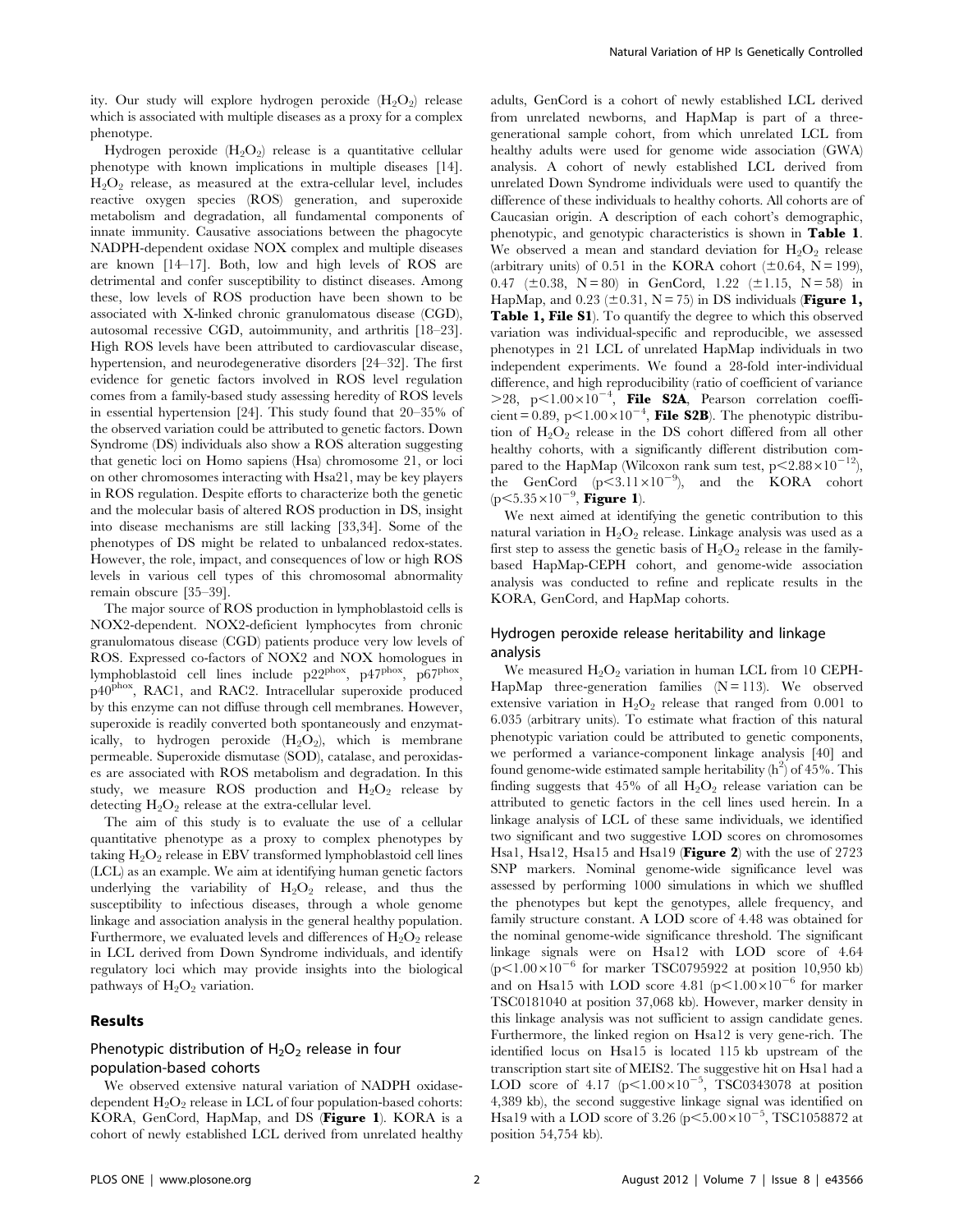ity. Our study will explore hydrogen peroxide ($H_2O_2$) release which is associated with multiple diseases as a proxy for a complex phenotype.

Hydrogen peroxide ($H_2O_2$) release is a quantitative cellular phenotype with known implications in multiple diseases [14]. $H_2O_2$ release, as measured at the extra-cellular level, includes reactive oxygen species (ROS) generation, and superoxide metabolism and degradation, all fundamental components of innate immunity. Causative associations between the phagocyte NADPH-dependent oxidase NOX complex and multiple diseases are known [14–17]. Both, low and high levels of ROS are detrimental and confer susceptibility to distinct diseases. Among these, low levels of ROS production have been shown to be associated with X-linked chronic granulomatous disease (CGD), autosomal recessive CGD, autoimmunity, and arthritis [18–23]. High ROS levels have been attributed to cardiovascular disease, hypertension, and neurodegenerative disorders [24–32]. The first evidence for genetic factors involved in ROS level regulation comes from a family-based study assessing heredity of ROS levels in essential hypertension [24]. This study found that 20–35% of the observed variation could be attributed to genetic factors. Down Syndrome (DS) individuals also show a ROS alteration suggesting that genetic loci on Homo sapiens (Hsa) chromosome 21, or loci on other chromosomes interacting with Hsa21, may be key players in ROS regulation. Despite efforts to characterize both the genetic and the molecular basis of altered ROS production in DS, insight into disease mechanisms are still lacking [33,34]. Some of the phenotypes of DS might be related to unbalanced redox-states. However, the role, impact, and consequences of low or high ROS levels in various cell types of this chromosomal abnormality remain obscure [35–39].

The major source of ROS production in lymphoblastoid cells is NOX2-dependent. NOX2-deficient lymphocytes from chronic granulomatous disease (CGD) patients produce very low levels of ROS. Expressed co-factors of NOX2 and NOX homologues in lymphoblastoid cell lines include $p22^{phox}$, $p47^{phox}$, $p67^{phox}$, $p40^{phox}$, RAC1, and RAC2. Intracellular superoxide produced by this enzyme can not diffuse through cell membranes. However, superoxide is readily converted both spontaneously and enzymatically, to hydrogen peroxide ($H_2O_2$), which is membrane permeable. Superoxide dismutase (SOD), catalase, and peroxidases are associated with ROS metabolism and degradation. In this study, we measure ROS production and $H_2O_2$ release by detecting $H_2O_2$ release at the extra-cellular level.

The aim of this study is to evaluate the use of a cellular quantitative phenotype as a proxy to complex phenotypes by taking $H_2O_2$ release in EBV transformed lymphoblastoid cell lines (LCL) as an example. We aim at identifying human genetic factors underlying the variability of $H_2O_2$ release, and thus the susceptibility to infectious diseases, through a whole genome linkage and association analysis in the general healthy population. Furthermore, we evaluated levels and differences of $H_2O_2$ release in LCL derived from Down Syndrome individuals, and identify regulatory loci which may provide insights into the biological pathways of $H_2O_2$ variation.

## Results

### Phenotypic distribution of $H_2O_2$ release in four population-based cohorts

We observed extensive natural variation of NADPH oxidase-dependent $H_2O_2$ release in LCL of four population-based cohorts: KORA, GenCord, HapMap, and DS (**Figure 1**). KORA is a cohort of newly established LCL derived from unrelated healthy adults, GenCord is a cohort of newly established LCL derived from unrelated newborns, and HapMap is part of a three-generational sample cohort, from which unrelated LCL from healthy adults were used for genome wide association (GWA) analysis. A cohort of newly established LCL derived from unrelated Down Syndrome individuals were used to quantify the difference of these individuals to healthy cohorts. All cohorts are of Caucasian origin. A description of each cohort's demographic, phenotypic, and genotypic characteristics is shown in **Table 1**. We observed a mean and standard deviation for $H_2O_2$ release (arbitrary units) of 0.51 in the KORA cohort ($\pm$0.64, N = 199), 0.47 ($\pm$0.38, N = 80) in GenCord, 1.22 ($\pm$1.15, N = 58) in HapMap, and 0.23 ($\pm$0.31, N = 75) in DS individuals (**Figure 1, Table 1, File S1**). To quantify the degree to which this observed variation was individual-specific and reproducible, we assessed phenotypes in 21 LCL of unrelated HapMap individuals in two independent experiments. We found a 28-fold inter-individual difference, and high reproducibility (ratio of coefficient of variance >28, $p<1.00\times10^{-4}$, **File S2A**, Pearson correlation coefficient = 0.89, $p<1.00\times10^{-4}$, **File S2B**). The phenotypic distribution of $H_2O_2$ release in the DS cohort differed from all other healthy cohorts, with a significantly different distribution compared to the HapMap (Wilcoxon rank sum test, $p<2.88\times10^{-12}$), the GenCord ($p<3.11\times10^{-9}$), and the KORA cohort ($p<5.35\times10^{-9}$, **Figure 1**).

We next aimed at identifying the genetic contribution to this natural variation in $H_2O_2$ release. Linkage analysis was used as a first step to assess the genetic basis of $H_2O_2$ release in the family-based HapMap-CEPH cohort, and genome-wide association analysis was conducted to refine and replicate results in the KORA, GenCord, and HapMap cohorts.

### Hydrogen peroxide release heritability and linkage analysis

We measured $H_2O_2$ variation in human LCL from 10 CEPH-HapMap three-generation families (N = 113). We observed extensive variation in $H_2O_2$ release that ranged from 0.001 to 6.035 (arbitrary units). To estimate what fraction of this natural phenotypic variation could be attributed to genetic components, we performed a variance-component linkage analysis [40] and found genome-wide estimated sample heritability ($h^2$) of 45%. This finding suggests that 45% of all $H_2O_2$ release variation can be attributed to genetic factors in the cell lines used herein. In a linkage analysis of LCL of these same individuals, we identified two significant and two suggestive LOD scores on chromosomes Hsa1, Hsa12, Hsa15 and Hsa19 (**Figure 2**) with the use of 2723 SNP markers. Nominal genome-wide significance level was assessed by performing 1000 simulations in which we shuffled the phenotypes but kept the genotypes, allele frequency, and family structure constant. A LOD score of 4.48 was obtained for the nominal genome-wide significance threshold. The significant linkage signals were on Hsa12 with LOD score of 4.64 ($p<1.00\times10^{-6}$ for marker TSC0795922 at position 10,950 kb) and on Hsa15 with LOD score 4.81 ($p<1.00\times10^{-6}$ for marker TSC0181040 at position 37,068 kb). However, marker density in this linkage analysis was not sufficient to assign candidate genes. Furthermore, the linked region on Hsa12 is very gene-rich. The identified locus on Hsa15 is located 115 kb upstream of the transcription start site of MEIS2. The suggestive hit on Hsa1 had a LOD score of 4.17 ($p<1.00\times10^{-5}$, TSC0343078 at position 4,389 kb), the second suggestive linkage signal was identified on Hsa19 with a LOD score of 3.26 ($p<5.00\times10^{-5}$, TSC1058872 at position 54,754 kb).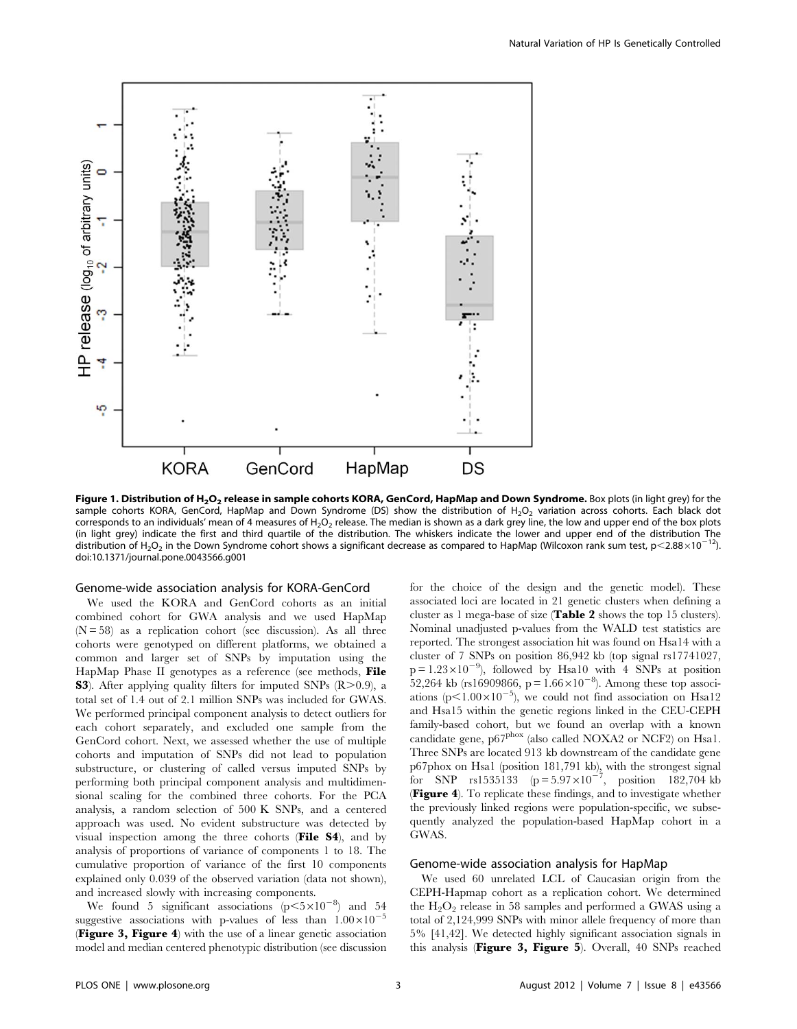**Figure 1. Distribution of $H_2O_2$ release in sample cohorts KORA, GenCord, HapMap and Down Syndrome.** Box plots (in light grey) for the sample cohorts KORA, GenCord, HapMap and Down Syndrome (DS) show the distribution of $H_2O_2$ variation across cohorts. Each black dot corresponds to an individuals' mean of 4 measures of $H_2O_2$ release. The median is shown as a dark grey line, the low and upper end of the box plots (in light grey) indicate the first and third quartile of the distribution. The whiskers indicate the lower and upper end of the distribution The distribution of $H_2O_2$ in the Down Syndrome cohort shows a significant decrease as compared to HapMap (Wilcoxon rank sum test, $p<2.88\times10^{-12}$).
doi:10.1371/journal.pone.0043566.g001

### Genome-wide association analysis for KORA-GenCord

We used the KORA and GenCord cohorts as an initial combined cohort for GWA analysis and we used HapMap (N = 58) as a replication cohort (see discussion). As all three cohorts were genotyped on different platforms, we obtained a common and larger set of SNPs by imputation using the HapMap Phase II genotypes as a reference (see methods, **File S3**). After applying quality filters for imputed SNPs ($R>0.9$), a total set of 1.4 out of 2.1 million SNPs was included for GWAS. We performed principal component analysis to detect outliers for each cohort separately, and excluded one sample from the GenCord cohort. Next, we assessed whether the use of multiple cohorts and imputation of SNPs did not lead to population substructure, or clustering of called versus imputed SNPs by performing both principal component analysis and multidimensional scaling for the combined three cohorts. For the PCA analysis, a random selection of 500 K SNPs, and a centered approach was used. No evident substructure was detected by visual inspection among the three cohorts (**File S4**), and by analysis of proportions of variance of components 1 to 18. The cumulative proportion of variance of the first 10 components explained only 0.039 of the observed variation (data not shown), and increased slowly with increasing components.

We found 5 significant associations ($p<5\times10^{-8}$) and 54 suggestive associations with p-values of less than $1.00\times10^{-5}$ (**Figure 3, Figure 4**) with the use of a linear genetic association model and median centered phenotypic distribution (see discussion for the choice of the design and the genetic model). These associated loci are located in 21 genetic clusters when defining a cluster as 1 mega-base of size (**Table 2** shows the top 15 clusters). Nominal unadjusted p-values from the WALD test statistics are reported. The strongest association hit was found on Hsa14 with a cluster of 7 SNPs on position 86,942 kb (top signal rs17741027, $p = 1.23\times10^{-9}$), followed by Hsa10 with 4 SNPs at position 52,264 kb (rs16909866, $p = 1.66\times10^{-8}$). Among these top associations ($p<1.00\times10^{-5}$), we could not find association on Hsa12 and Hsa15 within the genetic regions linked in the CEU-CEPH family-based cohort, but we found an overlap with a known candidate gene, $p67^{phox}$ (also called NOXA2 or NCF2) on Hsa1. Three SNPs are located 913 kb downstream of the candidate gene p67phox on Hsa1 (position 181,791 kb), with the strongest signal for SNP rs1535133 ($p = 5.97\times10^{-7}$, position 182,704 kb (**Figure 4**). To replicate these findings, and to investigate whether the previously linked regions were population-specific, we subsequently analyzed the population-based HapMap cohort in a GWAS.

### Genome-wide association analysis for HapMap

We used 60 unrelated LCL of Caucasian origin from the CEPH-Hapmap cohort as a replication cohort. We determined the $H_2O_2$ release in 58 samples and performed a GWAS using a total of 2,124,999 SNPs with minor allele frequency of more than 5% [41,42]. We detected highly significant association signals in this analysis (**Figure 3, Figure 5**). Overall, 40 SNPs reached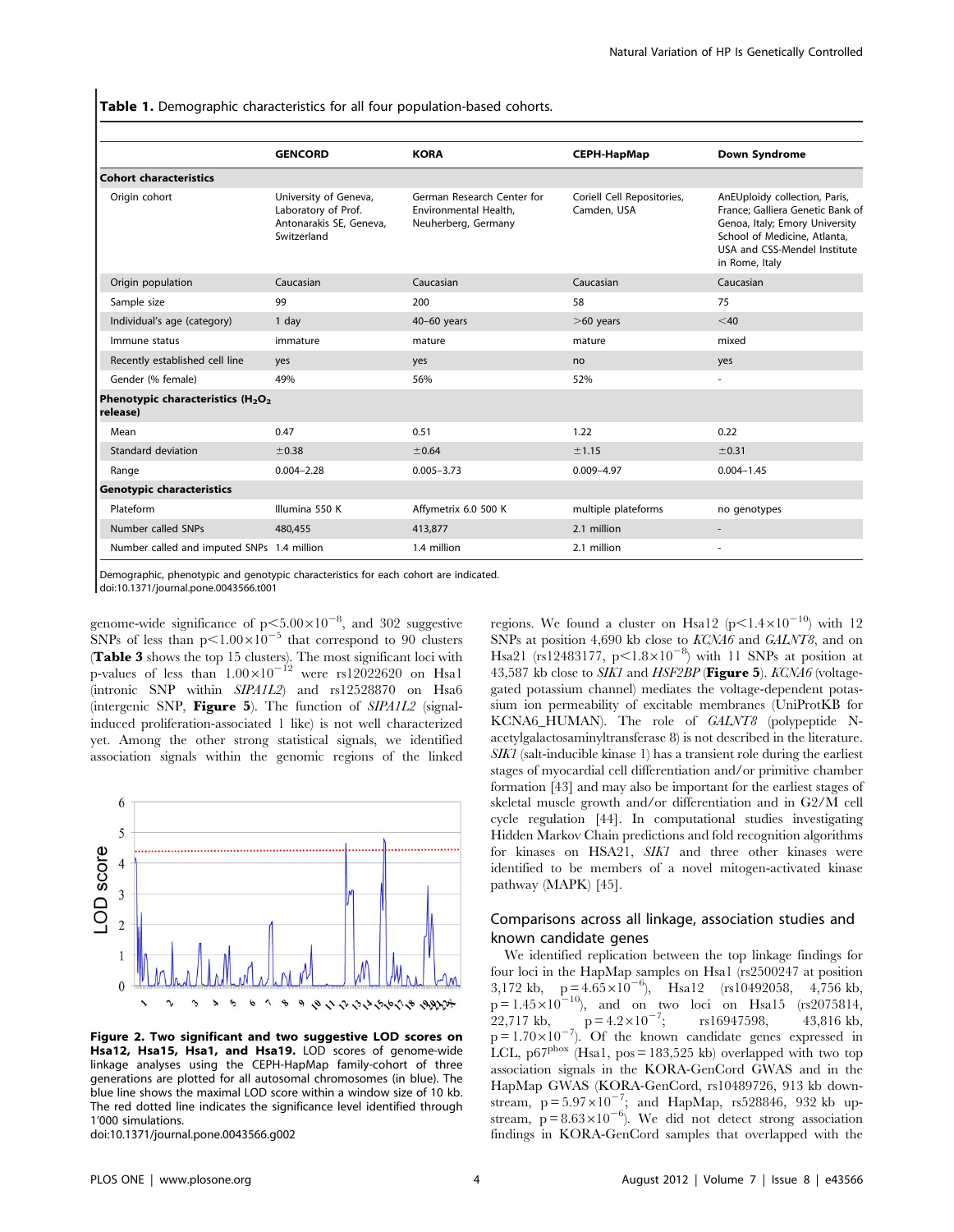**Table 1.** Demographic characteristics for all four population-based cohorts.

| | GENCORD | KORA | CEPH-HapMap | Down Syndrome |
|---|---|---|---|---|
| **Cohort characteristics** | | | | |
| Origin cohort | University of Geneva, Laboratory of Prof. Antonarakis SE, Geneva, Switzerland | German Research Center for Environmental Health, Neuherberg, Germany | Coriell Cell Repositories, Camden, USA | AnEUploidy collection, Paris, France; Galliera Genetic Bank of Genoa, Italy; Emory University School of Medicine, Atlanta, USA and CSS-Mendel Institute in Rome, Italy |
| Origin population | Caucasian | Caucasian | Caucasian | Caucasian |
| Sample size | 99 | 200 | 58 | 75 |
| Individual's age (category) | 1 day | 40–60 years | >60 years | <40 |
| Immune status | immature | mature | mature | mixed |
| Recently established cell line | yes | yes | no | yes |
| Gender (% female) | 49% | 56% | 52% | - |
| **Phenotypic characteristics ($H_2O_2$ release)** | | | | |
| Mean | 0.47 | 0.51 | 1.22 | 0.22 |
| Standard deviation | ±0.38 | ±0.64 | ±1.15 | ±0.31 |
| Range | 0.004–2.28 | 0.005–3.73 | 0.009–4.97 | 0.004–1.45 |
| **Genotypic characteristics** | | | | |
| Plateform | Illumina 550 K | Affymetrix 6.0 500 K | multiple plateforms | no genotypes |
| Number called SNPs | 480,455 | 413,877 | 2.1 million | - |
| Number called and imputed SNPs | 1.4 million | 1.4 million | 2.1 million | - |

Demographic, phenotypic and genotypic characteristics for each cohort are indicated.
doi:10.1371/journal.pone.0043566.t001

genome-wide significance of $p<5.00\times10^{-8}$, and 302 suggestive SNPs of less than $p<1.00\times10^{-5}$ that correspond to 90 clusters (**Table 3** shows the top 15 clusters). The most significant loci with p-values of less than $1.00\times10^{-12}$ were rs12022620 on Hsa1 (intronic SNP within *SIPA1L2*) and rs12528870 on Hsa6 (intergenic SNP, **Figure 5**). The function of *SIPA1L2* (signal-induced proliferation-associated 1 like) is not well characterized yet. Among the other strong statistical signals, we identified association signals within the genomic regions of the linked regions. We found a cluster on Hsa12 ($p<1.4\times10^{-10}$) with 12 SNPs at position 4,690 kb close to *KCNA6* and *GALNT8*, and on Hsa21 (rs12483177, $p<1.8\times10^{-8}$) with 11 SNPs at position at 43,587 kb close to *SIK1* and *HSF2BP* (**Figure 5**). *KCNA6* (voltage-gated potassium channel) mediates the voltage-dependent potassium ion permeability of excitable membranes (UniProtKB for KCNA6_HUMAN). The role of *GALNT8* (polypeptide N-acetylgalactosaminyltransferase 8) is not described in the literature. *SIK1* (salt-inducible kinase 1) has a transient role during the earliest stages of myocardial cell differentiation and/or primitive chamber formation [43] and may also be important for the earliest stages of skeletal muscle growth and/or differentiation and in G2/M cell cycle regulation [44]. In computational studies investigating Hidden Markov Chain predictions and fold recognition algorithms for kinases on HSA21, *SIK1* and three other kinases were identified to be members of a novel mitogen-activated kinase pathway (MAPK) [45].

**Figure 2. Two significant and two suggestive LOD scores on Hsa12, Hsa15, Hsa1, and Hsa19.** LOD scores of genome-wide linkage analyses using the CEPH-HapMap family-cohort of three generations are plotted for all autosomal chromosomes (in blue). The blue line shows the maximal LOD score within a window size of 10 kb. The red dotted line indicates the significance level identified through 1'000 simulations.
doi:10.1371/journal.pone.0043566.g002

## Comparisons across all linkage, association studies and known candidate genes

We identified replication between the top linkage findings for four loci in the HapMap samples on Hsa1 (rs2500247 at position 3,172 kb, $p=4.65\times10^{-6}$), Hsa12 (rs10492058, 4,756 kb, $p=1.45\times10^{-10}$), and on two loci on Hsa15 (rs2075814, 22,717 kb, $p=4.2\times10^{-7}$; rs16947598, 43,816 kb, $p=1.70\times10^{-7}$). Of the known candidate genes expressed in LCL, p67$^{phox}$ (Hsa1, pos = 183,525 kb) overlapped with two top association signals in the KORA-GenCord GWAS and in the HapMap GWAS (KORA-GenCord, rs10489726, 913 kb downstream, $p=5.97\times10^{-7}$; and HapMap, rs528846, 932 kb upstream, $p=8.63\times10^{-6}$). We did not detect strong association findings in KORA-GenCord samples that overlapped with the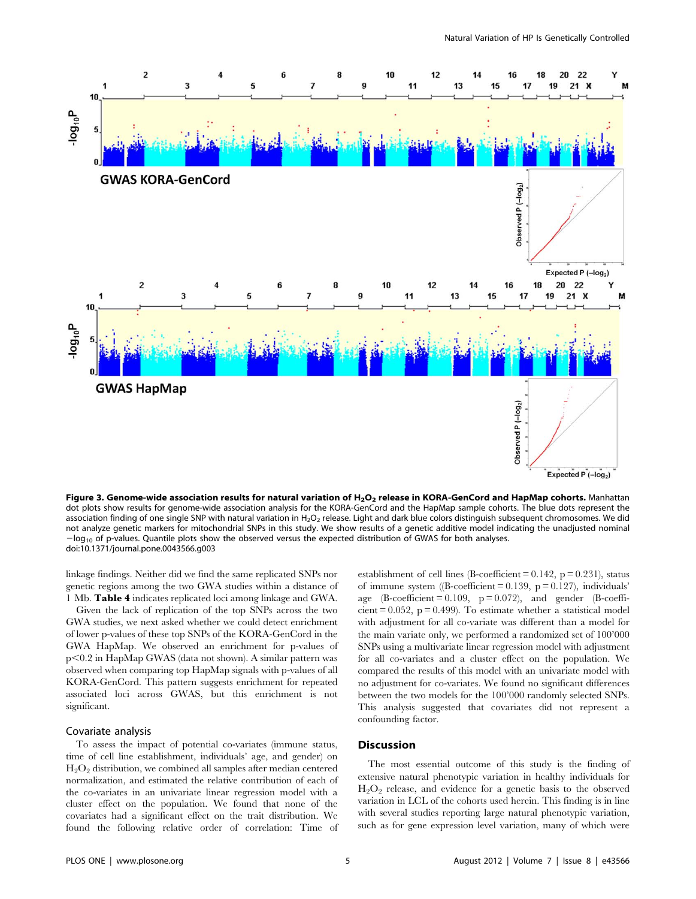**Figure 3. Genome-wide association results for natural variation of $H_2O_2$ release in KORA-GenCord and HapMap cohorts.** Manhattan dot plots show results for genome-wide association analysis for the KORA-GenCord and the HapMap sample cohorts. The blue dots represent the association finding of one single SNP with natural variation in $H_2O_2$ release. Light and dark blue colors distinguish subsequent chromosomes. We did not analyze genetic markers for mitochondrial SNPs in this study. We show results of a genetic additive model indicating the unadjusted nominal $-\log_{10}$ of p-values. Quantile plots show the observed versus the expected distribution of GWAS for both analyses.
doi:10.1371/journal.pone.0043566.g003

linkage findings. Neither did we find the same replicated SNPs nor genetic regions among the two GWA studies within a distance of 1 Mb. **Table 4** indicates replicated loci among linkage and GWA.

Given the lack of replication of the top SNPs across the two GWA studies, we next asked whether we could detect enrichment of lower p-values of these top SNPs of the KORA-GenCord in the GWA HapMap. We observed an enrichment for p-values of $p<0.2$ in HapMap GWAS (data not shown). A similar pattern was observed when comparing top HapMap signals with p-values of all KORA-GenCord. This pattern suggests enrichment for repeated associated loci across GWAS, but this enrichment is not significant.

### Covariate analysis

To assess the impact of potential co-variates (immune status, time of cell line establishment, individuals' age, and gender) on $H_2O_2$ distribution, we combined all samples after median centered normalization, and estimated the relative contribution of each of the co-variates in an univariate linear regression model with a cluster effect on the population. We found that none of the covariates had a significant effect on the trait distribution. We found the following relative order of correlation: Time of establishment of cell lines (B-coefficient = 0.142, p = 0.231), status of immune system ((B-coefficient = 0.139, p = 0.127), individuals' age (B-coefficient = 0.109, p = 0.072), and gender (B-coefficient = 0.052, p = 0.499). To estimate whether a statistical model with adjustment for all co-variate was different than a model for the main variate only, we performed a randomized set of 100'000 SNPs using a multivariate linear regression model with adjustment for all co-variates and a cluster effect on the population. We compared the results of this model with an univariate model with no adjustment for co-variates. We found no significant differences between the two models for the 100'000 randomly selected SNPs. This analysis suggested that covariates did not represent a confounding factor.

## Discussion

The most essential outcome of this study is the finding of extensive natural phenotypic variation in healthy individuals for $H_2O_2$ release, and evidence for a genetic basis to the observed variation in LCL of the cohorts used herein. This finding is in line with several studies reporting large natural phenotypic variation, such as for gene expression level variation, many of which were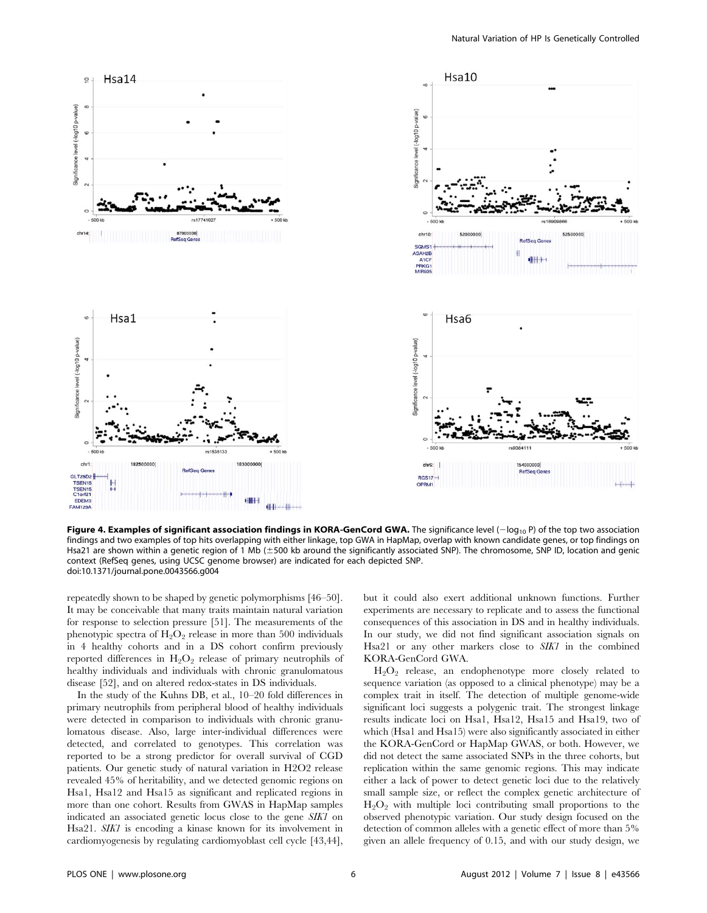**Figure 4. Examples of significant association findings in KORA-GenCord GWA.** The significance level ($-\log_{10}$ P) of the top two association findings and two examples of top hits overlapping with either linkage, top GWA in HapMap, overlap with known candidate genes, or top findings on Hsa21 are shown within a genetic region of 1 Mb (±500 kb around the significantly associated SNP). The chromosome, SNP ID, location and genic context (RefSeq genes, using UCSC genome browser) are indicated for each depicted SNP.
doi:10.1371/journal.pone.0043566.g004

repeatedly shown to be shaped by genetic polymorphisms [46–50]. It may be conceivable that many traits maintain natural variation for response to selection pressure [51]. The measurements of the phenotypic spectra of $H_2O_2$ release in more than 500 individuals in 4 healthy cohorts and in a DS cohort confirm previously reported differences in $H_2O_2$ release of primary neutrophils of healthy individuals and individuals with chronic granulomatous disease [52], and on altered redox-states in DS individuals.

In the study of the Kuhns DB, et al., 10–20 fold differences in primary neutrophils from peripheral blood of healthy individuals were detected in comparison to individuals with chronic granulomatous disease. Also, large inter-individual differences were detected, and correlated to genotypes. This correlation was reported to be a strong predictor for overall survival of CGD patients. Our genetic study of natural variation in H2O2 release revealed 45% of heritability, and we detected genomic regions on Hsa1, Hsa12 and Hsa15 as significant and replicated regions in more than one cohort. Results from GWAS in HapMap samples indicated an associated genetic locus close to the gene *SIK1* on Hsa21. *SIK1* is encoding a kinase known for its involvement in cardiomyogenesis by regulating cardiomyoblast cell cycle [43,44], but it could also exert additional unknown functions. Further experiments are necessary to replicate and to assess the functional consequences of this association in DS and in healthy individuals. In our study, we did not find significant association signals on Hsa21 or any other markers close to *SIK1* in the combined KORA-GenCord GWA.

$H_2O_2$ release, an endophenotype more closely related to sequence variation (as opposed to a clinical phenotype) may be a complex trait in itself. The detection of multiple genome-wide significant loci suggests a polygenic trait. The strongest linkage results indicate loci on Hsa1, Hsa12, Hsa15 and Hsa19, two of which (Hsa1 and Hsa15) were also significantly associated in either the KORA-GenCord or HapMap GWAS, or both. However, we did not detect the same associated SNPs in the three cohorts, but replication within the same genomic regions. This may indicate either a lack of power to detect genetic loci due to the relatively small sample size, or reflect the complex genetic architecture of $H_2O_2$ with multiple loci contributing small proportions to the observed phenotypic variation. Our study design focused on the detection of common alleles with a genetic effect of more than 5% given an allele frequency of 0.15, and with our study design, we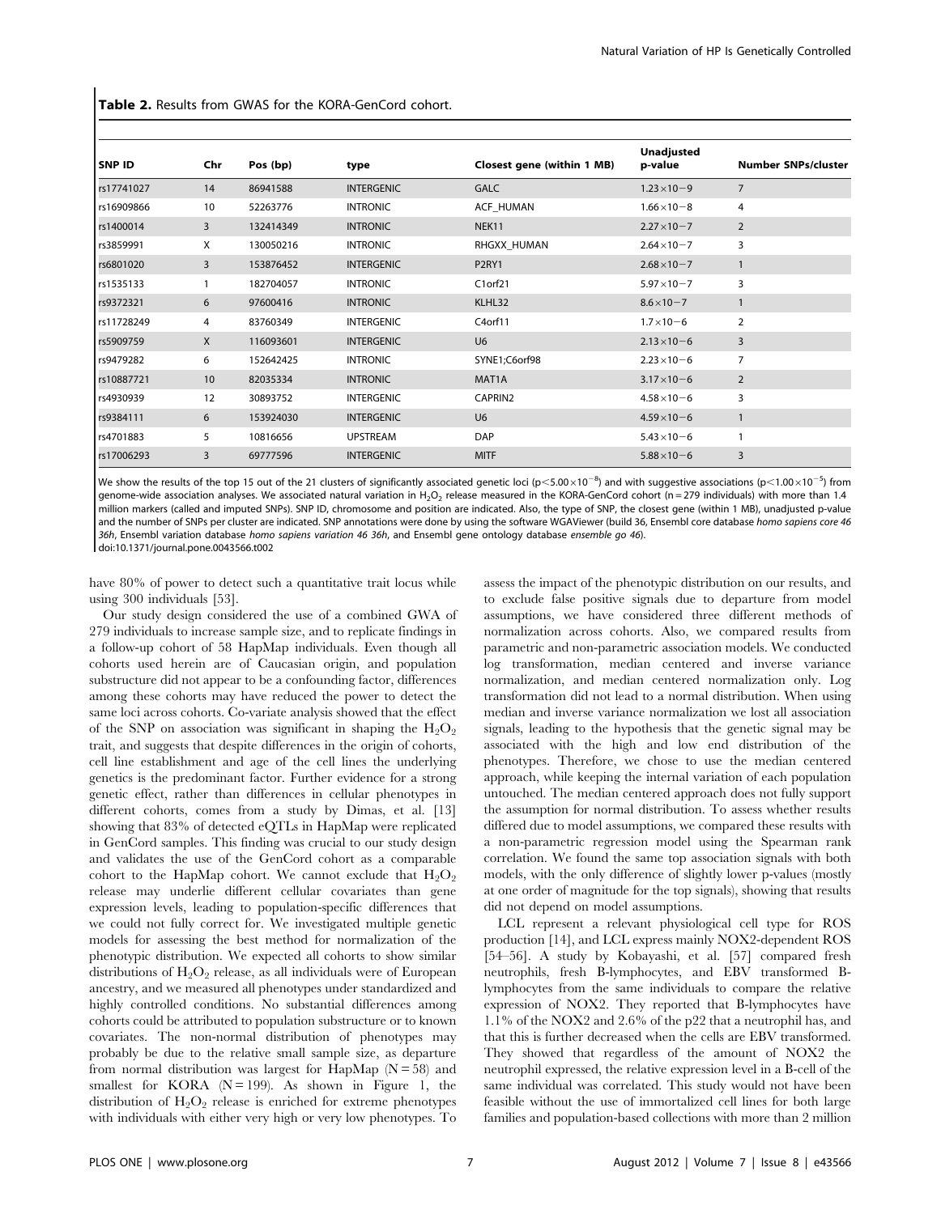**Table 2.** Results from GWAS for the KORA-GenCord cohort.

| SNP ID | Chr | Pos (bp) | type | Closest gene (within 1 MB) | Unadjusted p-value | Number SNPs/cluster |
|---|---|---|---|---|---|---|
| rs17741027 | 14 | 86941588 | INTERGENIC | GALC | $1.23\times10{-9}$ | 7 |
| rs16909866 | 10 | 52263776 | INTRONIC | ACF_HUMAN | $1.66\times10{-8}$ | 4 |
| rs1400014 | 3 | 132414349 | INTRONIC | NEK11 | $2.27\times10{-7}$ | 2 |
| rs3859991 | X | 130050216 | INTRONIC | RHGXX_HUMAN | $2.64\times10{-7}$ | 3 |
| rs6801020 | 3 | 153876452 | INTERGENIC | P2RY1 | $2.68\times10{-7}$ | 1 |
| rs1535133 | 1 | 182704057 | INTRONIC | C1orf21 | $5.97\times10{-7}$ | 3 |
| rs9372321 | 6 | 97600416 | INTRONIC | KLHL32 | $8.6\times10{-7}$ | 1 |
| rs11728249 | 4 | 83760349 | INTERGENIC | C4orf11 | $1.7\times10{-6}$ | 2 |
| rs5909759 | X | 116093601 | INTERGENIC | U6 | $2.13\times10{-6}$ | 3 |
| rs9479282 | 6 | 152642425 | INTRONIC | SYNE1;C6orf98 | $2.23\times10{-6}$ | 7 |
| rs10887721 | 10 | 82035334 | INTRONIC | MAT1A | $3.17\times10{-6}$ | 2 |
| rs4930939 | 12 | 30893752 | INTERGENIC | CAPRIN2 | $4.58\times10{-6}$ | 3 |
| rs9384111 | 6 | 153924030 | INTERGENIC | U6 | $4.59\times10{-6}$ | 1 |
| rs4701883 | 5 | 10816656 | UPSTREAM | DAP | $5.43\times10{-6}$ | 1 |
| rs17006293 | 3 | 69777596 | INTERGENIC | MITF | $5.88\times10{-6}$ | 3 |

We show the results of the top 15 out of the 21 clusters of significantly associated genetic loci ($p<5.00\times10^{-8}$) and with suggestive associations ($p<1.00\times10^{-5}$) from genome-wide association analyses. We associated natural variation in $H_2O_2$ release measured in the KORA-GenCord cohort (n = 279 individuals) with more than 1.4 million markers (called and imputed SNPs). SNP ID, chromosome and position are indicated. Also, the type of SNP, the closest gene (within 1 MB), unadjusted p-value and the number of SNPs per cluster are indicated. SNP annotations were done by using the software WGAViewer (build 36, Ensembl core database *homo sapiens core 46 36h*, Ensembl variation database *homo sapiens variation 46 36h*, and Ensembl gene ontology database *ensemble go 46*).

doi:10.1371/journal.pone.0043566.t002

have 80% of power to detect such a quantitative trait locus while using 300 individuals [53].

Our study design considered the use of a combined GWA of 279 individuals to increase sample size, and to replicate findings in a follow-up cohort of 58 HapMap individuals. Even though all cohorts used herein are of Caucasian origin, and population substructure did not appear to be a confounding factor, differences among these cohorts may have reduced the power to detect the same loci across cohorts. Co-variate analysis showed that the effect of the SNP on association was significant in shaping the $H_2O_2$ trait, and suggests that despite differences in the origin of cohorts, cell line establishment and age of the cell lines the underlying genetics is the predominant factor. Further evidence for a strong genetic effect, rather than differences in cellular phenotypes in different cohorts, comes from a study by Dimas, et al. [13] showing that 83% of detected eQTLs in HapMap were replicated in GenCord samples. This finding was crucial to our study design and validates the use of the GenCord cohort as a comparable cohort to the HapMap cohort. We cannot exclude that $H_2O_2$ release may underlie different cellular covariates than gene expression levels, leading to population-specific differences that we could not fully correct for. We investigated multiple genetic models for assessing the best method for normalization of the phenotypic distribution. We expected all cohorts to show similar distributions of $H_2O_2$ release, as all individuals were of European ancestry, and we measured all phenotypes under standardized and highly controlled conditions. No substantial differences among cohorts could be attributed to population substructure or to known covariates. The non-normal distribution of phenotypes may probably be due to the relative small sample size, as departure from normal distribution was largest for HapMap (N = 58) and smallest for KORA (N = 199). As shown in Figure 1, the distribution of $H_2O_2$ release is enriched for extreme phenotypes with individuals with either very high or very low phenotypes. To assess the impact of the phenotypic distribution on our results, and to exclude false positive signals due to departure from model assumptions, we have considered three different methods of normalization across cohorts. Also, we compared results from parametric and non-parametric association models. We conducted log transformation, median centered and inverse variance normalization, and median centered normalization only. Log transformation did not lead to a normal distribution. When using median and inverse variance normalization we lost all association signals, leading to the hypothesis that the genetic signal may be associated with the high and low end distribution of the phenotypes. Therefore, we chose to use the median centered approach, while keeping the internal variation of each population untouched. The median centered approach does not fully support the assumption for normal distribution. To assess whether results differed due to model assumptions, we compared these results with a non-parametric regression model using the Spearman rank correlation. We found the same top association signals with both models, with the only difference of slightly lower p-values (mostly at one order of magnitude for the top signals), showing that results did not depend on model assumptions.

LCL represent a relevant physiological cell type for ROS production [14], and LCL express mainly NOX2-dependent ROS [54–56]. A study by Kobayashi, et al. [57] compared fresh neutrophils, fresh B-lymphocytes, and EBV transformed B-lymphocytes from the same individuals to compare the relative expression of NOX2. They reported that B-lymphocytes have 1.1% of the NOX2 and 2.6% of the p22 that a neutrophil has, and that this is further decreased when the cells are EBV transformed. They showed that regardless of the amount of NOX2 the neutrophil expressed, the relative expression level in a B-cell of the same individual was correlated. This study would not have been feasible without the use of immortalized cell lines for both large families and population-based collections with more than 2 million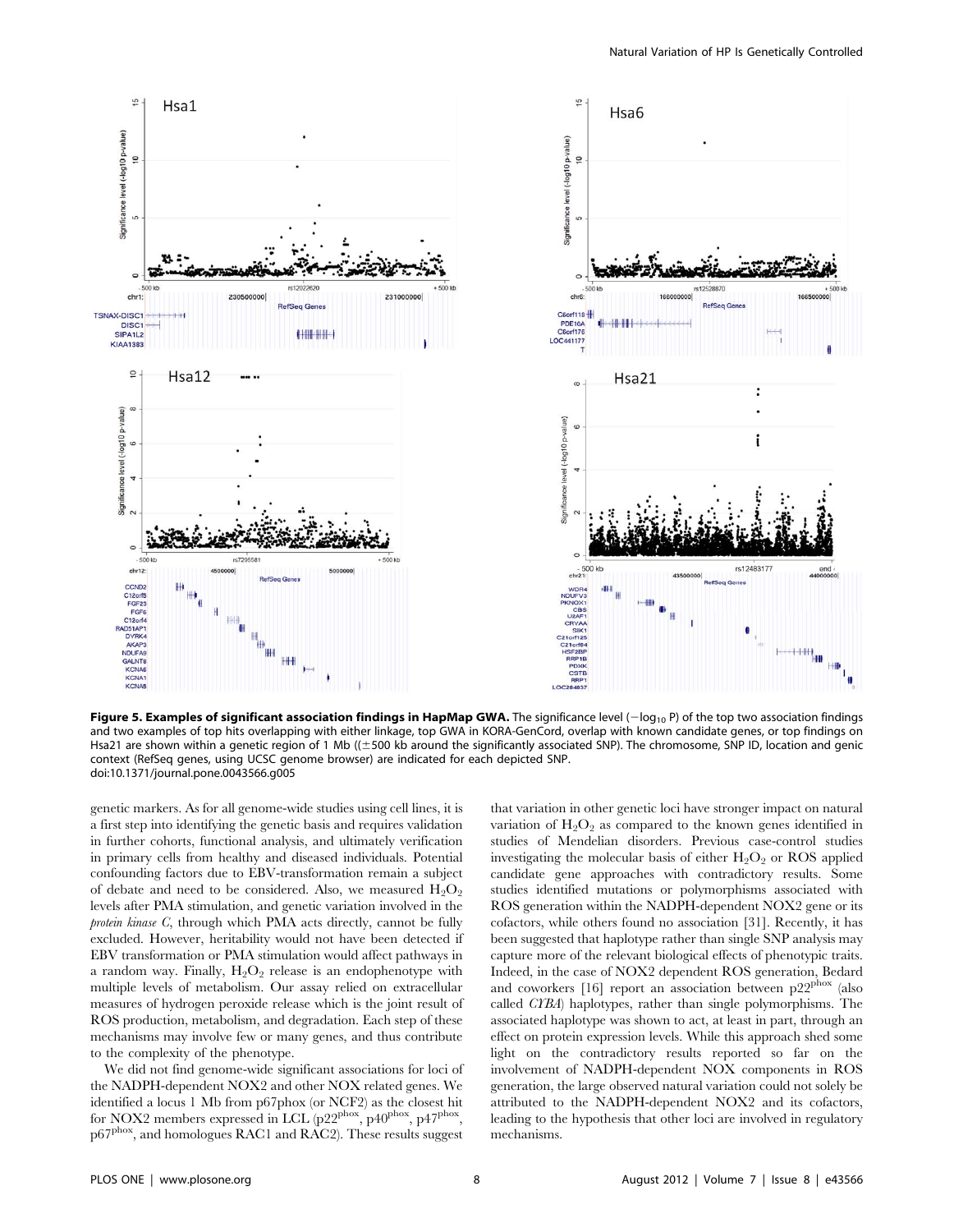**Figure 5. Examples of significant association findings in HapMap GWA.** The significance level ($-\log_{10}$ P) of the top two association findings and two examples of top hits overlapping with either linkage, top GWA in KORA-GenCord, overlap with known candidate genes, or top findings on Hsa21 are shown within a genetic region of 1 Mb (($\pm$500 kb around the significantly associated SNP). The chromosome, SNP ID, location and genic context (RefSeq genes, using UCSC genome browser) are indicated for each depicted SNP.
doi:10.1371/journal.pone.0043566.g005

genetic markers. As for all genome-wide studies using cell lines, it is a first step into identifying the genetic basis and requires validation in further cohorts, functional analysis, and ultimately verification in primary cells from healthy and diseased individuals. Potential confounding factors due to EBV-transformation remain a subject of debate and need to be considered. Also, we measured $H_2O_2$ levels after PMA stimulation, and genetic variation involved in the *protein kinase C*, through which PMA acts directly, cannot be fully excluded. However, heritability would not have been detected if EBV transformation or PMA stimulation would affect pathways in a random way. Finally, $H_2O_2$ release is an endophenotype with multiple levels of metabolism. Our assay relied on extracellular measures of hydrogen peroxide release which is the joint result of ROS production, metabolism, and degradation. Each step of these mechanisms may involve few or many genes, and thus contribute to the complexity of the phenotype.

We did not find genome-wide significant associations for loci of the NADPH-dependent NOX2 and other NOX related genes. We identified a locus 1 Mb from p67phox (or NCF2) as the closest hit for NOX2 members expressed in LCL ($p22^{phox}$, $p40^{phox}$, $p47^{phox}$, $p67^{phox}$, and homologues RAC1 and RAC2). These results suggest that variation in other genetic loci have stronger impact on natural variation of $H_2O_2$ as compared to the known genes identified in studies of Mendelian disorders. Previous case-control studies investigating the molecular basis of either $H_2O_2$ or ROS applied candidate gene approaches with contradictory results. Some studies identified mutations or polymorphisms associated with ROS generation within the NADPH-dependent NOX2 gene or its cofactors, while others found no association [31]. Recently, it has been suggested that haplotype rather than single SNP analysis may capture more of the relevant biological effects of phenotypic traits. Indeed, in the case of NOX2 dependent ROS generation, Bedard and coworkers [16] report an association between $p22^{phox}$ (also called *CYBA*) haplotypes, rather than single polymorphisms. The associated haplotype was shown to act, at least in part, through an effect on protein expression levels. While this approach shed some light on the contradictory results reported so far on the involvement of NADPH-dependent NOX components in ROS generation, the large observed natural variation could not solely be attributed to the NADPH-dependent NOX2 and its cofactors, leading to the hypothesis that other loci are involved in regulatory mechanisms.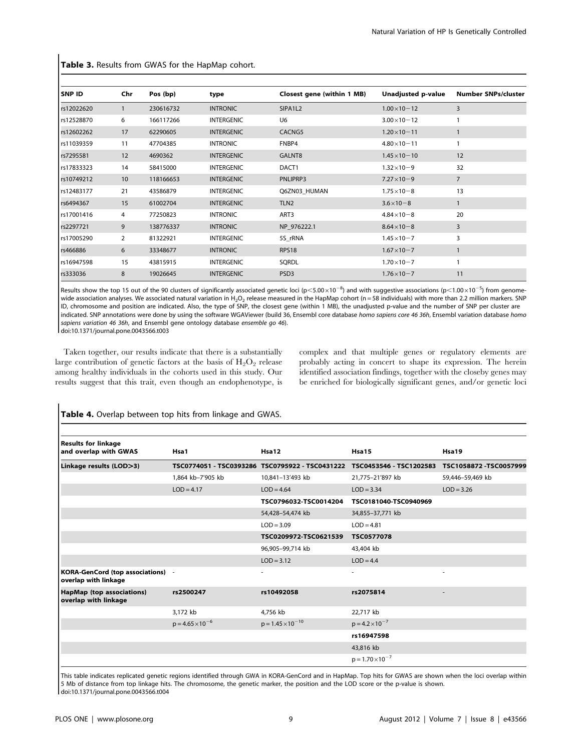**Table 3.** Results from GWAS for the HapMap cohort.

| SNP ID | Chr | Pos (bp) | type | Closest gene (within 1 MB) | Unadjusted p-value | Number SNPs/cluster |
|---|---|---|---|---|---|---|
| rs12022620 | 1 | 230616732 | INTRONIC | SIPA1L2 | $1.00\times10{-}12$ | 3 |
| rs12528870 | 6 | 166117266 | INTERGENIC | U6 | $3.00\times10{-}12$ | 1 |
| rs12602262 | 17 | 62290605 | INTERGENIC | CACNG5 | $1.20\times10{-}11$ | 1 |
| rs11039359 | 11 | 47704385 | INTRONIC | FNBP4 | $4.80\times10{-}11$ | 1 |
| rs7295581 | 12 | 4690362 | INTERGENIC | GALNT8 | $1.45\times10{-}10$ | 12 |
| rs17833323 | 14 | 58415000 | INTERGENIC | DACT1 | $1.32\times10{-}9$ | 32 |
| rs10749212 | 10 | 118166653 | INTERGENIC | PNLIPRP3 | $7.27\times10{-}9$ | 7 |
| rs12483177 | 21 | 43586879 | INTERGENIC | Q6ZN03_HUMAN | $1.75\times10{-}8$ | 13 |
| rs6494367 | 15 | 61002704 | INTERGENIC | TLN2 | $3.6\times10{-}8$ | 1 |
| rs17001416 | 4 | 77250823 | INTRONIC | ART3 | $4.84\times10{-}8$ | 20 |
| rs2297721 | 9 | 138776337 | INTRONIC | NP_976222.1 | $8.64\times10{-}8$ | 3 |
| rs17005290 | 2 | 81322921 | INTERGENIC | 5S_rRNA | $1.45\times10{-}7$ | 3 |
| rs466886 | 6 | 33348677 | INTRONIC | RPS18 | $1.67\times10{-}7$ | 1 |
| rs16947598 | 15 | 43815915 | INTERGENIC | SQRDL | $1.70\times10{-}7$ | 1 |
| rs333036 | 8 | 19026645 | INTERGENIC | PSD3 | $1.76\times10{-}7$ | 11 |

Results show the top 15 out of the 90 clusters of significantly associated genetic loci ($p<5.00\times10^{-8}$) and with suggestive associations ($p<1.00\times10^{-5}$) from genome-wide association analyses. We associated natural variation in $H_2O_2$ release measured in the HapMap cohort (n = 58 individuals) with more than 2.2 million markers. SNP ID, chromosome and position are indicated. Also, the type of SNP, the closest gene (within 1 MB), the unadjusted p-value and the number of SNP per cluster are indicated. SNP annotations were done by using the software WGAViewer (build 36, Ensembl core database *homo sapiens core 46 36h*, Ensembl variation database *homo sapiens variation 46 36h*, and Ensembl gene ontology database *ensemble go 46*).
doi:10.1371/journal.pone.0043566.t003

Taken together, our results indicate that there is a substantially large contribution of genetic factors at the basis of $H_2O_2$ release among healthy individuals in the cohorts used in this study. Our results suggest that this trait, even though an endophenotype, is complex and that multiple genes or regulatory elements are probably acting in concert to shape its expression. The herein identified association findings, together with the closeby genes may be enriched for biologically significant genes, and/or genetic loci

**Table 4.** Overlap between top hits from linkage and GWAS.

| Results for linkage and overlap with GWAS | Hsa1 | Hsa12 | Hsa15 | Hsa19 |
|---|---|---|---|---|
| Linkage results (LOD>3) | TSC0774051 - TSC0393286 | TSC0795922 - TSC0431222 | TSC0453546 - TSC1202583 | TSC1058872 -TSC0057999 |
| | 1,864 kb–7'905 kb | 10,841–13'493 kb | 21,775–21'897 kb | 59,446–59,469 kb |
| | LOD = 4.17 | LOD = 4.64 | LOD = 3.34 | LOD = 3.26 |
| | | TSC0796032-TSC0014204 | TSC0181040-TSC0940969 | |
| | | 54,428–54,474 kb | 34,855–37,771 kb | |
| | | LOD = 3.09 | LOD = 4.81 | |
| | | TSC0209972-TSC0621539 | TSC0577078 | |
| | | 96,905–99,714 kb | 43,404 kb | |
| | | LOD = 3.12 | LOD = 4.4 | |
| KORA-GenCord (top associations) overlap with linkage | - | - | - | - |
| HapMap (top associations) overlap with linkage | rs2500247 | rs10492058 | rs2075814 | - |
| | 3,172 kb | 4,756 kb | 22,717 kb | |
| | $p=4.65\times10^{-6}$ | $p=1.45\times10^{-10}$ | $p=4.2\times10^{-7}$ | |
| | | | rs16947598 | |
| | | | 43,816 kb | |
| | | | $p=1.70\times10^{-7}$ | |

This table indicates replicated genetic regions identified through GWA in KORA-GenCord and in HapMap. Top hits for GWAS are shown when the loci overlap within 5 Mb of distance from top linkage hits. The chromosome, the genetic marker, the position and the LOD score or the p-value is shown.
doi:10.1371/journal.pone.0043566.t004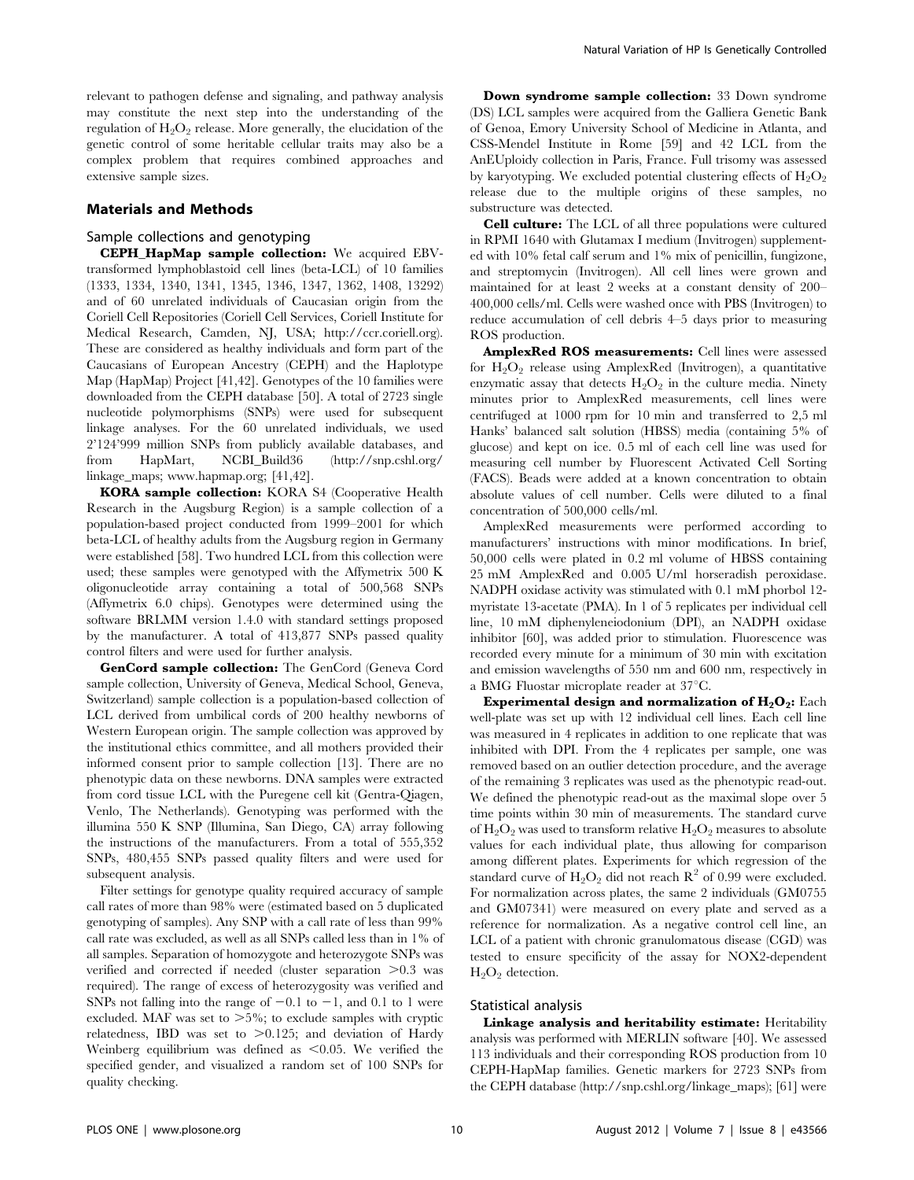relevant to pathogen defense and signaling, and pathway analysis may constitute the next step into the understanding of the regulation of $H_2O_2$ release. More generally, the elucidation of the genetic control of some heritable cellular traits may also be a complex problem that requires combined approaches and extensive sample sizes.

## Materials and Methods

### Sample collections and genotyping

**CEPH_HapMap sample collection:** We acquired EBV-transformed lymphoblastoid cell lines (beta-LCL) of 10 families (1333, 1334, 1340, 1341, 1345, 1346, 1347, 1362, 1408, 13292) and of 60 unrelated individuals of Caucasian origin from the Coriell Cell Repositories (Coriell Cell Services, Coriell Institute for Medical Research, Camden, NJ, USA; http://ccr.coriell.org). These are considered as healthy individuals and form part of the Caucasians of European Ancestry (CEPH) and the Haplotype Map (HapMap) Project [41,42]. Genotypes of the 10 families were downloaded from the CEPH database [50]. A total of 2723 single nucleotide polymorphisms (SNPs) were used for subsequent linkage analyses. For the 60 unrelated individuals, we used 2'124'999 million SNPs from publicly available databases, and from HapMart, NCBI_Build36 (http://snp.cshl.org/linkage_maps; www.hapmap.org; [41,42].

**KORA sample collection:** KORA S4 (Cooperative Health Research in the Augsburg Region) is a sample collection of a population-based project conducted from 1999–2001 for which beta-LCL of healthy adults from the Augsburg region in Germany were established [58]. Two hundred LCL from this collection were used; these samples were genotyped with the Affymetrix 500 K oligonucleotide array containing a total of 500,568 SNPs (Affymetrix 6.0 chips). Genotypes were determined using the software BRLMM version 1.4.0 with standard settings proposed by the manufacturer. A total of 413,877 SNPs passed quality control filters and were used for further analysis.

**GenCord sample collection:** The GenCord (Geneva Cord sample collection, University of Geneva, Medical School, Geneva, Switzerland) sample collection is a population-based collection of LCL derived from umbilical cords of 200 healthy newborns of Western European origin. The sample collection was approved by the institutional ethics committee, and all mothers provided their informed consent prior to sample collection [13]. There are no phenotypic data on these newborns. DNA samples were extracted from cord tissue LCL with the Puregene cell kit (Gentra-Qiagen, Venlo, The Netherlands). Genotyping was performed with the illumina 550 K SNP (Illumina, San Diego, CA) array following the instructions of the manufacturers. From a total of 555,352 SNPs, 480,455 SNPs passed quality filters and were used for subsequent analysis.

Filter settings for genotype quality required accuracy of sample call rates of more than 98% were (estimated based on 5 duplicated genotyping of samples). Any SNP with a call rate of less than 99% call rate was excluded, as well as all SNPs called less than in 1% of all samples. Separation of homozygote and heterozygote SNPs was verified and corrected if needed (cluster separation >0.3 was required). The range of excess of heterozygosity was verified and SNPs not falling into the range of −0.1 to −1, and 0.1 to 1 were excluded. MAF was set to >5%; to exclude samples with cryptic relatedness, IBD was set to >0.125; and deviation of Hardy Weinberg equilibrium was defined as <0.05. We verified the specified gender, and visualized a random set of 100 SNPs for quality checking.

**Down syndrome sample collection:** 33 Down syndrome (DS) LCL samples were acquired from the Galliera Genetic Bank of Genoa, Emory University School of Medicine in Atlanta, and CSS-Mendel Institute in Rome [59] and 42 LCL from the AnEUploidy collection in Paris, France. Full trisomy was assessed by karyotyping. We excluded potential clustering effects of $H_2O_2$ release due to the multiple origins of these samples, no substructure was detected.

**Cell culture:** The LCL of all three populations were cultured in RPMI 1640 with Glutamax I medium (Invitrogen) supplemented with 10% fetal calf serum and 1% mix of penicillin, fungizone, and streptomycin (Invitrogen). All cell lines were grown and maintained for at least 2 weeks at a constant density of 200–400,000 cells/ml. Cells were washed once with PBS (Invitrogen) to reduce accumulation of cell debris 4–5 days prior to measuring ROS production.

**AmplexRed ROS measurements:** Cell lines were assessed for $H_2O_2$ release using AmplexRed (Invitrogen), a quantitative enzymatic assay that detects $H_2O_2$ in the culture media. Ninety minutes prior to AmplexRed measurements, cell lines were centrifuged at 1000 rpm for 10 min and transferred to 2,5 ml Hanks' balanced salt solution (HBSS) media (containing 5% of glucose) and kept on ice. 0.5 ml of each cell line was used for measuring cell number by Fluorescent Activated Cell Sorting (FACS). Beads were added at a known concentration to obtain absolute values of cell number. Cells were diluted to a final concentration of 500,000 cells/ml.

AmplexRed measurements were performed according to manufacturers' instructions with minor modifications. In brief, 50,000 cells were plated in 0.2 ml volume of HBSS containing 25 mM AmplexRed and 0.005 U/ml horseradish peroxidase. NADPH oxidase activity was stimulated with 0.1 mM phorbol 12-myristate 13-acetate (PMA). In 1 of 5 replicates per individual cell line, 10 mM diphenyleneiodonium (DPI), an NADPH oxidase inhibitor [60], was added prior to stimulation. Fluorescence was recorded every minute for a minimum of 30 min with excitation and emission wavelengths of 550 nm and 600 nm, respectively in a BMG Fluostar microplate reader at 37°C.

**Experimental design and normalization of $H_2O_2$:** Each well-plate was set up with 12 individual cell lines. Each cell line was measured in 4 replicates in addition to one replicate that was inhibited with DPI. From the 4 replicates per sample, one was removed based on an outlier detection procedure, and the average of the remaining 3 replicates was used as the phenotypic read-out. We defined the phenotypic read-out as the maximal slope over 5 time points within 30 min of measurements. The standard curve of $H_2O_2$ was used to transform relative $H_2O_2$ measures to absolute values for each individual plate, thus allowing for comparison among different plates. Experiments for which regression of the standard curve of $H_2O_2$ did not reach $R^2$ of 0.99 were excluded. For normalization across plates, the same 2 individuals (GM0755 and GM07341) were measured on every plate and served as a reference for normalization. As a negative control cell line, an LCL of a patient with chronic granulomatous disease (CGD) was tested to ensure specificity of the assay for NOX2-dependent $H_2O_2$ detection.

### Statistical analysis

**Linkage analysis and heritability estimate:** Heritability analysis was performed with MERLIN software [40]. We assessed 113 individuals and their corresponding ROS production from 10 CEPH-HapMap families. Genetic markers for 2723 SNPs from the CEPH database (http://snp.cshl.org/linkage_maps); [61] were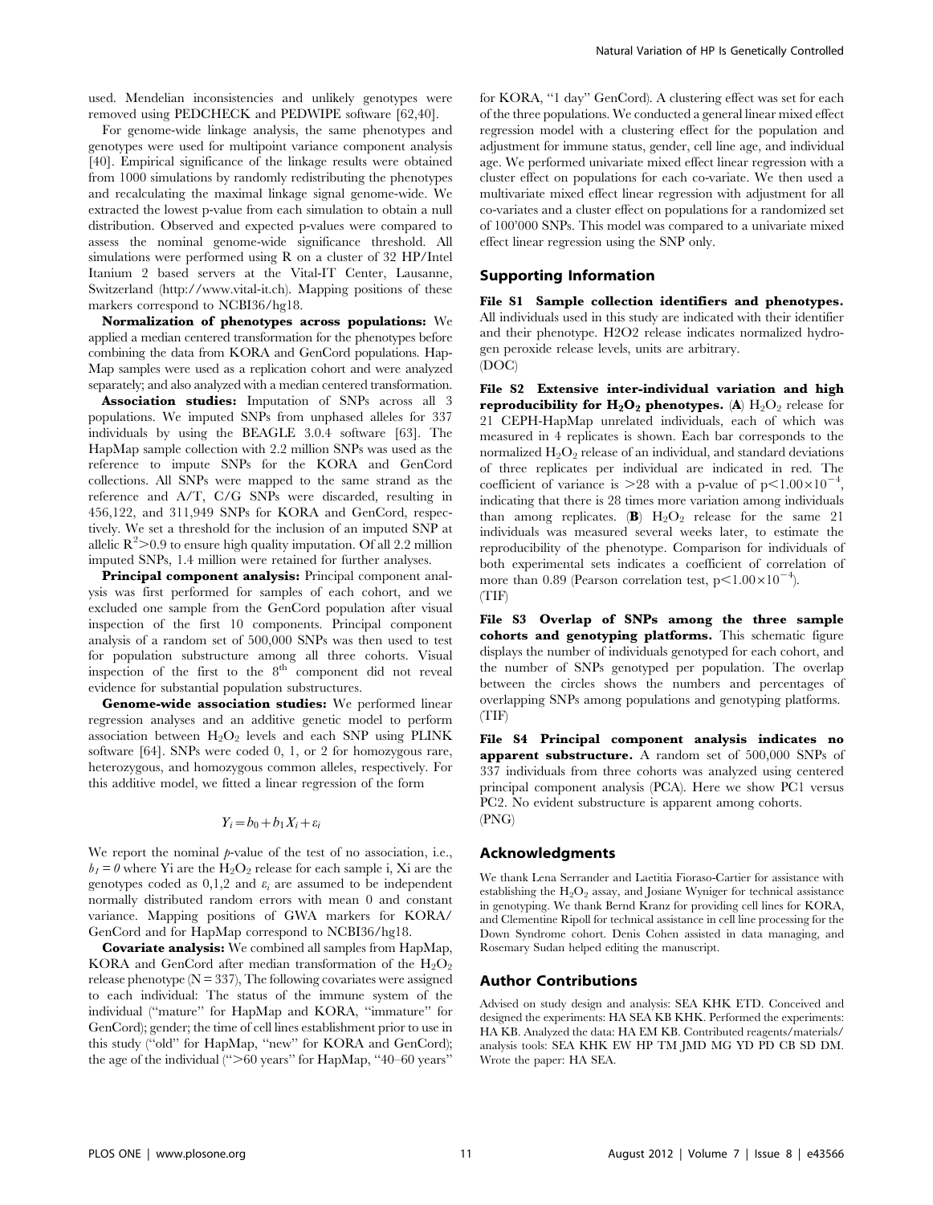used. Mendelian inconsistencies and unlikely genotypes were removed using PEDCHECK and PEDWIPE software [62,40].

For genome-wide linkage analysis, the same phenotypes and genotypes were used for multipoint variance component analysis [40]. Empirical significance of the linkage results were obtained from 1000 simulations by randomly redistributing the phenotypes and recalculating the maximal linkage signal genome-wide. We extracted the lowest p-value from each simulation to obtain a null distribution. Observed and expected p-values were compared to assess the nominal genome-wide significance threshold. All simulations were performed using R on a cluster of 32 HP/Intel Itanium 2 based servers at the Vital-IT Center, Lausanne, Switzerland (http://www.vital-it.ch). Mapping positions of these markers correspond to NCBI36/hg18.

**Normalization of phenotypes across populations:** We applied a median centered transformation for the phenotypes before combining the data from KORA and GenCord populations. HapMap samples were used as a replication cohort and were analyzed separately; and also analyzed with a median centered transformation.

**Association studies:** Imputation of SNPs across all 3 populations. We imputed SNPs from unphased alleles for 337 individuals by using the BEAGLE 3.0.4 software [63]. The HapMap sample collection with 2.2 million SNPs was used as the reference to impute SNPs for the KORA and GenCord collections. All SNPs were mapped to the same strand as the reference and A/T, C/G SNPs were discarded, resulting in 456,122, and 311,949 SNPs for KORA and GenCord, respectively. We set a threshold for the inclusion of an imputed SNP at allelic $R^2>0.9$ to ensure high quality imputation. Of all 2.2 million imputed SNPs, 1.4 million were retained for further analyses.

**Principal component analysis:** Principal component analysis was first performed for samples of each cohort, and we excluded one sample from the GenCord population after visual inspection of the first 10 components. Principal component analysis of a random set of 500,000 SNPs was then used to test for population substructure among all three cohorts. Visual inspection of the first to the 8[th] component did not reveal evidence for substantial population substructures.

**Genome-wide association studies:** We performed linear regression analyses and an additive genetic model to perform association between $H_2O_2$ levels and each SNP using PLINK software [64]. SNPs were coded 0, 1, or 2 for homozygous rare, heterozygous, and homozygous common alleles, respectively. For this additive model, we fitted a linear regression of the form

$$Y_i = b_0 + b_1 X_i + \varepsilon_i$$

We report the nominal *p*-value of the test of no association, i.e., $b_1 = 0$ where Yi are the $H_2O_2$ release for each sample i, Xi are the genotypes coded as 0,1,2 and $\varepsilon_i$ are assumed to be independent normally distributed random errors with mean 0 and constant variance. Mapping positions of GWA markers for KORA/GenCord and for HapMap correspond to NCBI36/hg18.

**Covariate analysis:** We combined all samples from HapMap, KORA and GenCord after median transformation of the $H_2O_2$ release phenotype (N = 337), The following covariates were assigned to each individual: The status of the immune system of the individual ("mature" for HapMap and KORA, "immature" for GenCord); gender; the time of cell lines establishment prior to use in this study ("old" for HapMap, "new" for KORA and GenCord); the age of the individual (">60 years" for HapMap, "40–60 years" for KORA, "1 day" GenCord). A clustering effect was set for each of the three populations. We conducted a general linear mixed effect regression model with a clustering effect for the population and adjustment for immune status, gender, cell line age, and individual age. We performed univariate mixed effect linear regression with a cluster effect on populations for each co-variate. We then used a multivariate mixed effect linear regression with adjustment for all co-variates and a cluster effect on populations for a randomized set of 100'000 SNPs. This model was compared to a univariate mixed effect linear regression using the SNP only.

## Supporting Information

**File S1 Sample collection identifiers and phenotypes.** All individuals used in this study are indicated with their identifier and their phenotype. H2O2 release indicates normalized hydrogen peroxide release levels, units are arbitrary.
(DOC)

**File S2 Extensive inter-individual variation and high reproducibility for $H_2O_2$ phenotypes.** (**A**) $H_2O_2$ release for 21 CEPH-HapMap unrelated individuals, each of which was measured in 4 replicates is shown. Each bar corresponds to the normalized $H_2O_2$ release of an individual, and standard deviations of three replicates per individual are indicated in red. The coefficient of variance is $>28$ with a p-value of $p<1.00\times10^{-4}$, indicating that there is 28 times more variation among individuals than among replicates. (**B**) $H_2O_2$ release for the same 21 individuals was measured several weeks later, to estimate the reproducibility of the phenotype. Comparison for individuals of both experimental sets indicates a coefficient of correlation of more than 0.89 (Pearson correlation test, $p<1.00\times10^{-4}$).
(TIF)

**File S3 Overlap of SNPs among the three sample cohorts and genotyping platforms.** This schematic figure displays the number of individuals genotyped for each cohort, and the number of SNPs genotyped per population. The overlap between the circles shows the numbers and percentages of overlapping SNPs among populations and genotyping platforms.
(TIF)

**File S4 Principal component analysis indicates no apparent substructure.** A random set of 500,000 SNPs of 337 individuals from three cohorts was analyzed using centered principal component analysis (PCA). Here we show PC1 versus PC2. No evident substructure is apparent among cohorts.
(PNG)

## Acknowledgments

We thank Lena Serrander and Laetitia Fioraso-Cartier for assistance with establishing the $H_2O_2$ assay, and Josiane Wyniger for technical assistance in genotyping. We thank Bernd Kranz for providing cell lines for KORA, and Clementine Ripoll for technical assistance in cell line processing for the Down Syndrome cohort. Denis Cohen assisted in data managing, and Rosemary Sudan helped editing the manuscript.

## Author Contributions

Advised on study design and analysis: SEA KHK ETD. Conceived and designed the experiments: HA SEA KB KHK. Performed the experiments: HA KB. Analyzed the data: HA EM KB. Contributed reagents/materials/analysis tools: SEA KHK EW HP TM JMD MG YD PD CB SD DM. Wrote the paper: HA SEA.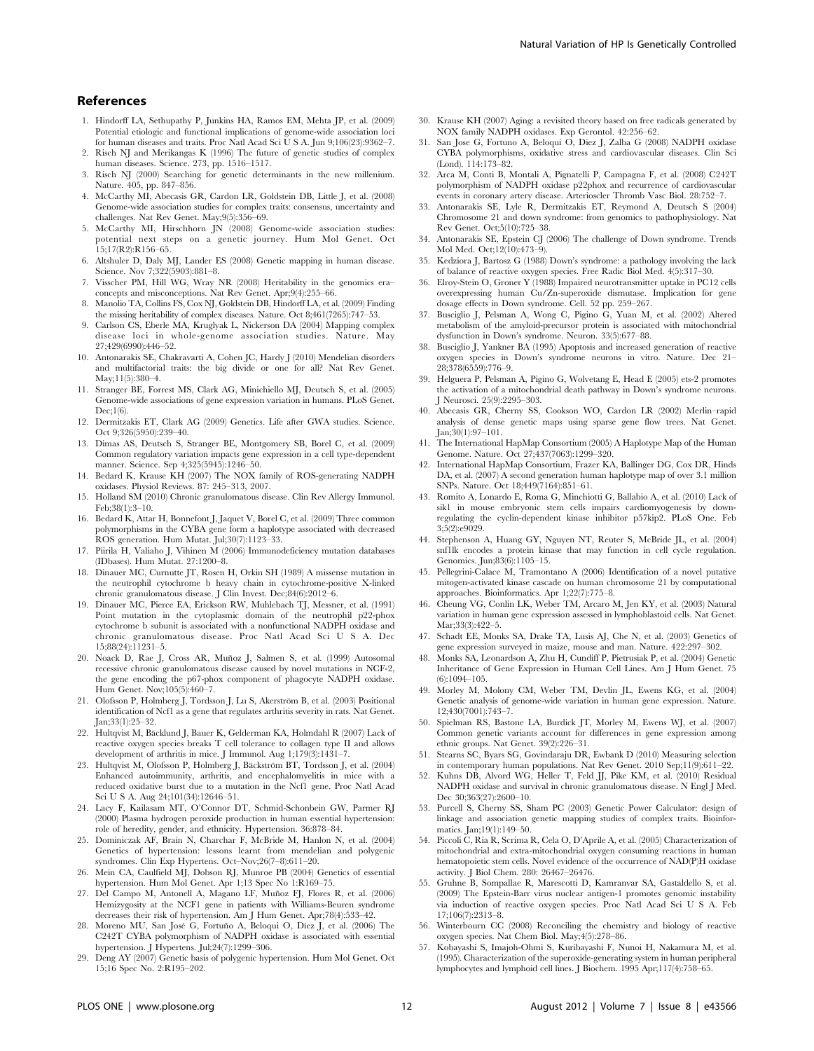## References

1. Hindorff LA, Sethupathy P, Junkins HA, Ramos EM, Mehta JP, et al. (2009) Potential etiologic and functional implications of genome-wide association loci for human diseases and traits. Proc Natl Acad Sci U S A. Jun 9;106(23):9362–7.
2. Risch NJ and Merikangas K (1996) The future of genetic studies of complex human diseases. Science. 273, pp. 1516–1517.
3. Risch NJ (2000) Searching for genetic determinants in the new millenium. Nature. 405, pp. 847–856.
4. McCarthy MI, Abecasis GR, Cardon LR, Goldstein DB, Little J, et al. (2008) Genome-wide association studies for complex traits: consensus, uncertainty and challenges. Nat Rev Genet. May;9(5):356–69.
5. McCarthy MI, Hirschhorn JN (2008) Genome-wide association studies: potential next steps on a genetic journey. Hum Mol Genet. Oct 15;17(R2):R156–65.
6. Altshuler D, Daly MJ, Lander ES (2008) Genetic mapping in human disease. Science. Nov 7;322(5903):881–8.
7. Visscher PM, Hill WG, Wray NR (2008) Heritability in the genomics era–concepts and misconceptions. Nat Rev Genet. Apr;9(4):255–66.
8. Manolio TA, Collins FS, Cox NJ, Goldstein DB, Hindorff LA, et al. (2009) Finding the missing heritability of complex diseases. Nature. Oct 8;461(7265):747–53.
9. Carlson CS, Eberle MA, Kruglyak L, Nickerson DA (2004) Mapping complex disease loci in whole-genome association studies. Nature. May 27;429(6990):446–52.
10. Antonarakis SE, Chakravarti A, Cohen JC, Hardy J (2010) Mendelian disorders and multifactorial traits: the big divide or one for all? Nat Rev Genet. May;11(5):380–4.
11. Stranger BE, Forrest MS, Clark AG, Minichiello MJ, Deutsch S, et al. (2005) Genome-wide associations of gene expression variation in humans. PLoS Genet. Dec;1(6).
12. Dermitzakis ET, Clark AG (2009) Genetics. Life after GWA studies. Science. Oct 9;326(5950):239–40.
13. Dimas AS, Deutsch S, Stranger BE, Montgomery SB, Borel C, et al. (2009) Common regulatory variation impacts gene expression in a cell type-dependent manner. Science. Sep 4;325(5945):1246–50.
14. Bedard K, Krause KH (2007) The NOX family of ROS-generating NADPH oxidases. Physiol Reviews. 87: 245–313, 2007.
15. Holland SM (2010) Chronic granulomatous disease. Clin Rev Allergy Immunol. Feb;38(1):3–10.
16. Bedard K, Attar H, Bonnefont J, Jaquet V, Borel C, et al. (2009) Three common polymorphisms in the CYBA gene form a haplotype associated with decreased ROS generation. Hum Mutat. Jul;30(7):1123–33.
17. Piirila H, Valiaho J, Vihinen M (2006) Immunodeficiency mutation databases (IDbases). Hum Mutat. 27:1200–8.
18. Dinauer MC, Curnutte JT, Rosen H, Orkin SH (1989) A missense mutation in the neutrophil cytochrome b heavy chain in cytochrome-positive X-linked chronic granulomatous disease. J Clin Invest. Dec;84(6):2012–6.
19. Dinauer MC, Pierce EA, Erickson RW, Muhlebach TJ, Messner, et al. (1991) Point mutation in the cytoplasmic domain of the neutrophil p22-phox cytochrome b subunit is associated with a nonfunctional NADPH oxidase and chronic granulomatous disease. Proc Natl Acad Sci U S A. Dec 15;88(24):11231–5.
20. Noack D, Rae J, Cross AR, Muñoz J, Salmen S, et al. (1999) Autosomal recessive chronic granulomatous disease caused by novel mutations in NCF-2, the gene encoding the p67-phox component of phagocyte NADPH oxidase. Hum Genet. Nov;105(5):460–7.
21. Olofsson P, Holmberg J, Tordsson J, Lu S, Akerström B, et al. (2003) Positional identification of Ncf1 as a gene that regulates arthritis severity in rats. Nat Genet. Jan;33(1):25–32.
22. Hultqvist M, Bäcklund J, Bauer K, Gelderman KA, Holmdahl R (2007) Lack of reactive oxygen species breaks T cell tolerance to collagen type II and allows development of arthritis in mice. J Immunol. Aug 1;179(3):1431–7.
23. Hultqvist M, Olofsson P, Holmberg J, Bäckström BT, Tordsson J, et al. (2004) Enhanced autoimmunity, arthritis, and encephalomyelitis in mice with a reduced oxidative burst due to a mutation in the Ncf1 gene. Proc Natl Acad Sci U S A. Aug 24;101(34):12646–51.
24. Lacy F, Kailasam MT, O'Connor DT, Schmid-Schonbein GW, Parmer RJ (2000) Plasma hydrogen peroxide production in human essential hypertension: role of heredity, gender, and ethnicity. Hypertension. 36:878–84.
25. Dominiczak AF, Brain N, Charchar F, McBride M, Hanlon N, et al. (2004) Genetics of hypertension: lessons learnt from mendelian and polygenic syndromes. Clin Exp Hypertens. Oct–Nov;26(7–8):611–20.
26. Mein CA, Caulfield MJ, Dobson RJ, Munroe PB (2004) Genetics of essential hypertension. Hum Mol Genet. Apr 1;13 Spec No 1:R169–75.
27. Del Campo M, Antonell A, Magano LF, Muñoz FJ, Flores R, et al. (2006) Hemizygosity at the NCF1 gene in patients with Williams-Beuren syndrome decreases their risk of hypertension. Am J Hum Genet. Apr;78(4):533–42.
28. Moreno MU, San José G, Fortuño A, Beloqui O, Díez J, et al. (2006) The C242T CYBA polymorphism of NADPH oxidase is associated with essential hypertension. J Hypertens. Jul;24(7):1299–306.
29. Deng AY (2007) Genetic basis of polygenic hypertension. Hum Mol Genet. Oct 15;16 Spec No. 2:R195–202.
30. Krause KH (2007) Aging: a revisited theory based on free radicals generated by NOX family NADPH oxidases. Exp Gerontol. 42:256–62.
31. San Jose G, Fortuno A, Beloqui O, Diez J, Zalba G (2008) NADPH oxidase CYBA polymorphisms, oxidative stress and cardiovascular diseases. Clin Sci (Lond). 114:173–82.
32. Arca M, Conti B, Montali A, Pignatelli P, Campagna F, et al. (2008) C242T polymorphism of NADPH oxidase p22phox and recurrence of cardiovascular events in coronary artery disease. Arterioscler Thromb Vasc Biol. 28:752–7.
33. Antonarakis SE, Lyle R, Dermitzakis ET, Reymond A, Deutsch S (2004) Chromosome 21 and down syndrome: from genomics to pathophysiology. Nat Rev Genet. Oct;5(10):725–38.
34. Antonarakis SE, Epstein CJ (2006) The challenge of Down syndrome. Trends Mol Med. Oct;12(10):473–9).
35. Kedziora J, Bartosz G (1988) Down's syndrome: a pathology involving the lack of balance of reactive oxygen species. Free Radic Biol Med. 4(5):317–30.
36. Elroy-Stein O, Groner Y (1988) Impaired neurotransmitter uptake in PC12 cells overexpressing human Cu/Zn-superoxide dismutase. Implication for gene dosage effects in Down syndrome. Cell. 52 pp. 259–267.
37. Busciglio J, Pelsman A, Wong C, Pigino G, Yuan M, et al. (2002) Altered metabolism of the amyloid-precursor protein is associated with mitochondrial dysfunction in Down's syndrome. Neuron. 33(5):677–88.
38. Busciglio J, Yankner BA (1995) Apoptosis and increased generation of reactive oxygen species in Down's syndrome neurons in vitro. Nature. Dec 21–28;378(6559):776–9.
39. Helguera P, Pelsman A, Pigino G, Wolvetang E, Head E (2005) ets-2 promotes the activation of a mitochondrial death pathway in Down's syndrome neurons. J Neurosci. 25(9):2295–303.
40. Abecasis GR, Cherny SS, Cookson WO, Cardon LR (2002) Merlin–rapid analysis of dense genetic maps using sparse gene flow trees. Nat Genet. Jan;30(1):97–101.
41. The International HapMap Consortium (2005) A Haplotype Map of the Human Genome. Nature. Oct 27;437(7063):1299–320.
42. International HapMap Consortium, Frazer KA, Ballinger DG, Cox DR, Hinds DA, et al. (2007) A second generation human haplotype map of over 3.1 million SNPs. Nature. Oct 18;449(7164):851–61.
43. Romito A, Lonardo E, Roma G, Minchiotti G, Ballabio A, et al. (2010) Lack of sik1 in mouse embryonic stem cells impairs cardiomyogenesis by down-regulating the cyclin-dependent kinase inhibitor p57kip2. PLoS One. Feb 3;5(2):e9029.
44. Stephenson A, Huang GY, Nguyen NT, Reuter S, McBride JL, et al. (2004) snf1lk encodes a protein kinase that may function in cell cycle regulation. Genomics. Jun;83(6):1105–15.
45. Pellegrini-Calace M, Tramontano A (2006) Identification of a novel putative mitogen-activated kinase cascade on human chromosome 21 by computational approaches. Bioinformatics. Apr 1;22(7):775–8.
46. Cheung VG, Conlin LK, Weber TM, Arcaro M, Jen KY, et al. (2003) Natural variation in human gene expression assessed in lymphoblastoid cells. Nat Genet. Mar;33(3):422–5.
47. Schadt EE, Monks SA, Drake TA, Lusis AJ, Che N, et al. (2003) Genetics of gene expression surveyed in maize, mouse and man. Nature. 422:297–302.
48. Monks SA, Leonardson A, Zhu H, Cundiff P, Pietrusiak P, et al. (2004) Genetic Inheritance of Gene Expression in Human Cell Lines. Am J Hum Genet. 75 (6):1094–105.
49. Morley M, Molony CM, Weber TM, Devlin JL, Ewens KG, et al. (2004) Genetic analysis of genome-wide variation in human gene expression. Nature. 12;430(7001):743–7.
50. Spielman RS, Bastone LA, Burdick JT, Morley M, Ewens WJ, et al. (2007) Common genetic variants account for differences in gene expression among ethnic groups. Nat Genet. 39(2):226–31.
51. Stearns SC, Byars SG, Govindaraju DR, Ewbank D (2010) Measuring selection in contemporary human populations. Nat Rev Genet. 2010 Sep;11(9):611–22.
52. Kuhns DB, Alvord WG, Heller T, Feld JJ, Pike KM, et al. (2010) Residual NADPH oxidase and survival in chronic granulomatous disease. N Engl J Med. Dec 30;363(27):2600–10.
53. Purcell S, Cherny SS, Sham PC (2003) Genetic Power Calculator: design of linkage and association genetic mapping studies of complex traits. Bioinformatics. Jan;19(1):149–50.
54. Piccoli C, Ria R, Scrima R, Cela O, D'Aprile A, et al. (2005) Characterization of mitochondrial and extra-mitochondrial oxygen consuming reactions in human hematopoietic stem cells. Novel evidence of the occurrence of NAD(P)H oxidase activity. J Biol Chem. 280: 26467–26476.
55. Gruhne B, Sompallae R, Marescotti D, Kamranvar SA, Gastaldello S, et al. (2009) The Epstein-Barr virus nuclear antigen-1 promotes genomic instability via induction of reactive oxygen species. Proc Natl Acad Sci U S A. Feb 17;106(7):2313–8.
56. Winterbourn CC (2008) Reconciling the chemistry and biology of reactive oxygen species. Nat Chem Biol. May;4(5):278–86.
57. Kobayashi S, Imajoh-Ohmi S, Kuribayashi F, Nunoi H, Nakamura M, et al. (1995). Characterization of the superoxide-generating system in human peripheral lymphocytes and lymphoid cell lines. J Biochem. 1995 Apr;117(4):758–65.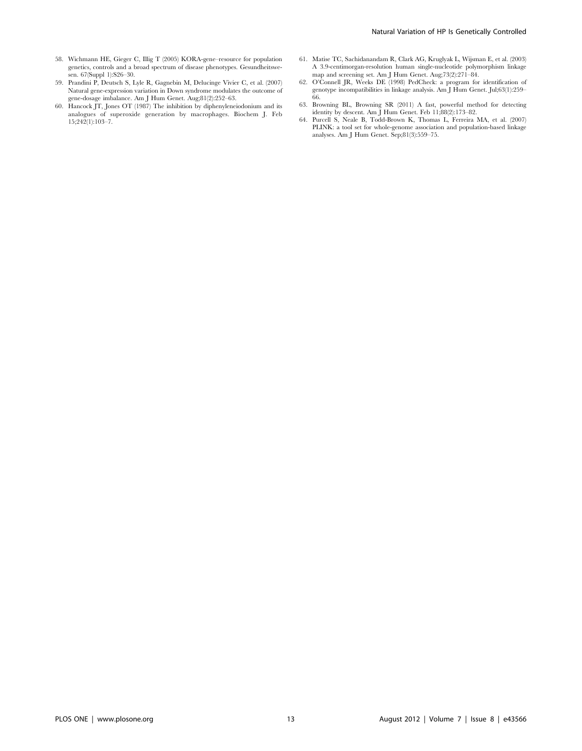58. Wichmann HE, Gieger C, Illig T (2005) KORA-gene–resource for population genetics, controls and a broad spectrum of disease phenotypes. Gesundheitswesen. 67(Suppl 1):S26–30.
59. Prandini P, Deutsch S, Lyle R, Gagnebin M, Delucinge Vivier C, et al. (2007) Natural gene-expression variation in Down syndrome modulates the outcome of gene-dosage imbalance. Am J Hum Genet. Aug;81(2):252–63.
60. Hancock JT, Jones OT (1987) The inhibition by diphenyleneiodonium and its analogues of superoxide generation by macrophages. Biochem J. Feb 15;242(1):103–7.
61. Matise TC, Sachidanandam R, Clark AG, Kruglyak L, Wijsman E, et al. (2003) A 3.9-centimorgan-resolution human single-nucleotide polymorphism linkage map and screening set. Am J Hum Genet. Aug;73(2):271–84.
62. O'Connell JR, Weeks DE (1998) PedCheck: a program for identification of genotype incompatibilities in linkage analysis. Am J Hum Genet. Jul;63(1):259–66.
63. Browning BL, Browning SR (2011) A fast, powerful method for detecting identity by descent. Am J Hum Genet. Feb 11;88(2):173–82.
64. Purcell S, Neale B, Todd-Brown K, Thomas L, Ferreira MA, et al. (2007) PLINK: a tool set for whole-genome association and population-based linkage analyses. Am J Hum Genet. Sep;81(3):559–75.